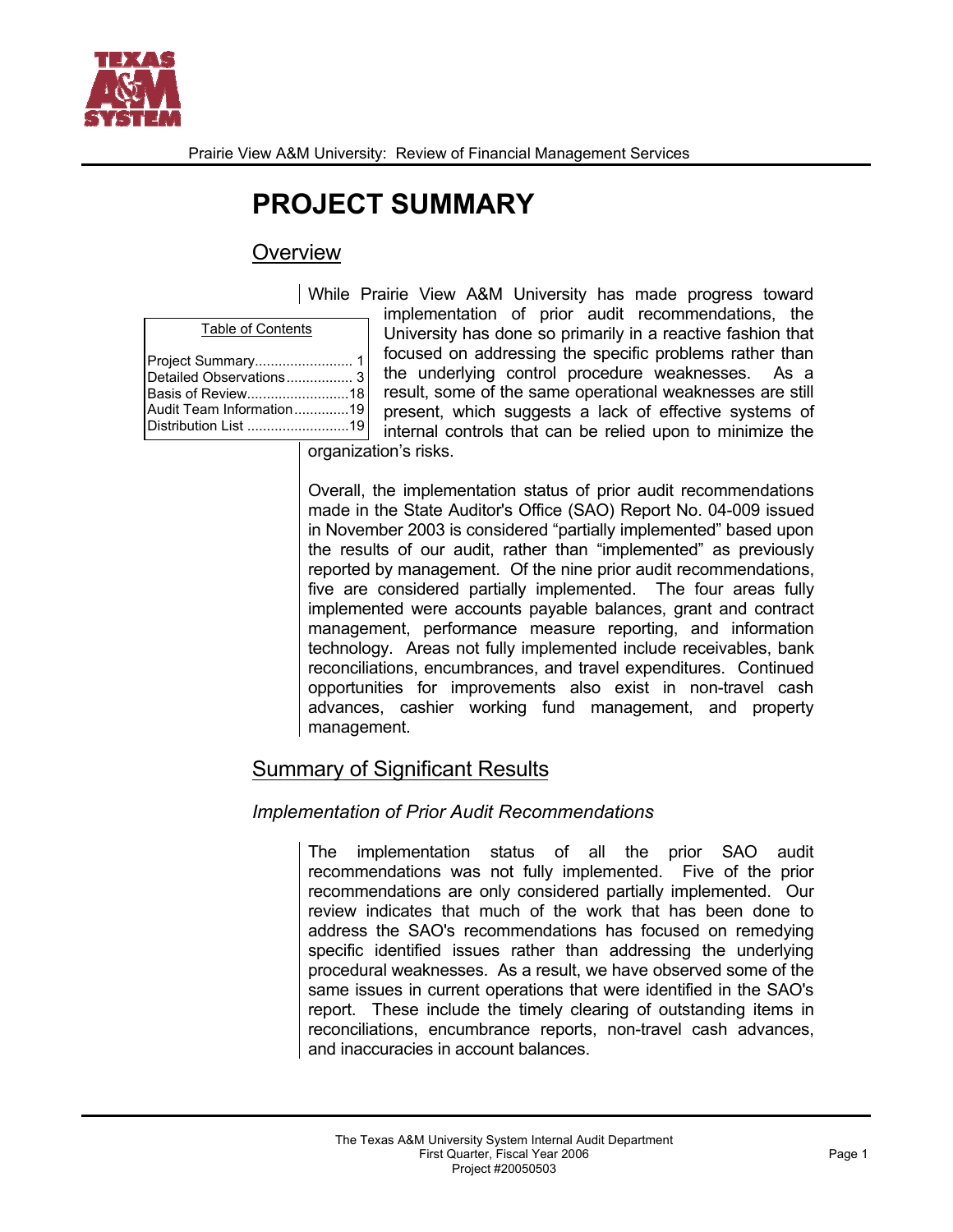# PROJECT SUMMARY

## Overview

| Table of Contents | |
|---|---|
| Project Summary | 1 |
| Detailed Observations | 3 |
| Basis of Review | 18 |
| Audit Team Information | 19 |
| Distribution List | 19 |

While Prairie View A&M University has made progress toward implementation of prior audit recommendations, the University has done so primarily in a reactive fashion that focused on addressing the specific problems rather than the underlying control procedure weaknesses. As a result, some of the same operational weaknesses are still present, which suggests a lack of effective systems of internal controls that can be relied upon to minimize the organization's risks.

Overall, the implementation status of prior audit recommendations made in the State Auditor's Office (SAO) Report No. 04-009 issued in November 2003 is considered "partially implemented" based upon the results of our audit, rather than "implemented" as previously reported by management. Of the nine prior audit recommendations, five are considered partially implemented. The four areas fully implemented were accounts payable balances, grant and contract management, performance measure reporting, and information technology. Areas not fully implemented include receivables, bank reconciliations, encumbrances, and travel expenditures. Continued opportunities for improvements also exist in non-travel cash advances, cashier working fund management, and property management.

## Summary of Significant Results

### *Implementation of Prior Audit Recommendations*

The implementation status of all the prior SAO audit recommendations was not fully implemented. Five of the prior recommendations are only considered partially implemented. Our review indicates that much of the work that has been done to address the SAO's recommendations has focused on remedying specific identified issues rather than addressing the underlying procedural weaknesses. As a result, we have observed some of the same issues in current operations that were identified in the SAO's report. These include the timely clearing of outstanding items in reconciliations, encumbrance reports, non-travel cash advances, and inaccuracies in account balances.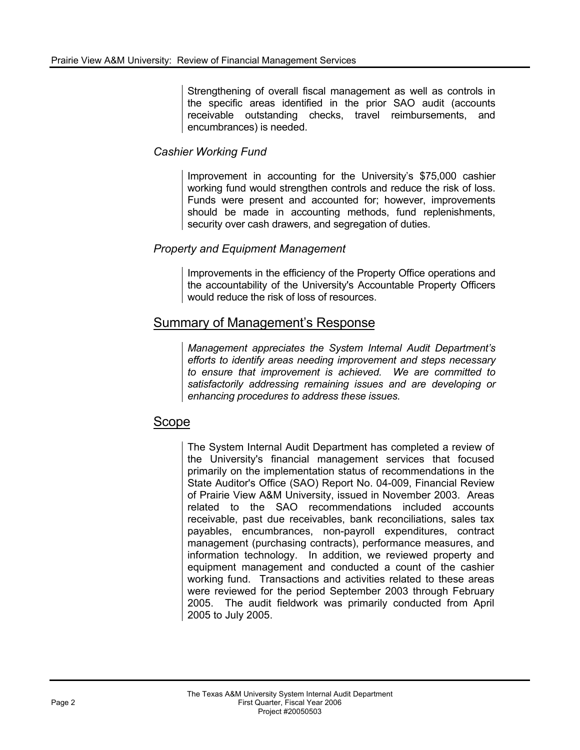Strengthening of overall fiscal management as well as controls in the specific areas identified in the prior SAO audit (accounts receivable outstanding checks, travel reimbursements, and encumbrances) is needed.

### *Cashier Working Fund*

Improvement in accounting for the University's $75,000 cashier working fund would strengthen controls and reduce the risk of loss. Funds were present and accounted for; however, improvements should be made in accounting methods, fund replenishments, security over cash drawers, and segregation of duties.

### *Property and Equipment Management*

Improvements in the efficiency of the Property Office operations and the accountability of the University's Accountable Property Officers would reduce the risk of loss of resources.

## Summary of Management's Response

*Management appreciates the System Internal Audit Department's efforts to identify areas needing improvement and steps necessary to ensure that improvement is achieved. We are committed to satisfactorily addressing remaining issues and are developing or enhancing procedures to address these issues.*

## Scope

The System Internal Audit Department has completed a review of the University's financial management services that focused primarily on the implementation status of recommendations in the State Auditor's Office (SAO) Report No. 04-009, Financial Review of Prairie View A&M University, issued in November 2003. Areas related to the SAO recommendations included accounts receivable, past due receivables, bank reconciliations, sales tax payables, encumbrances, non-payroll expenditures, contract management (purchasing contracts), performance measures, and information technology. In addition, we reviewed property and equipment management and conducted a count of the cashier working fund. Transactions and activities related to these areas were reviewed for the period September 2003 through February 2005. The audit fieldwork was primarily conducted from April 2005 to July 2005.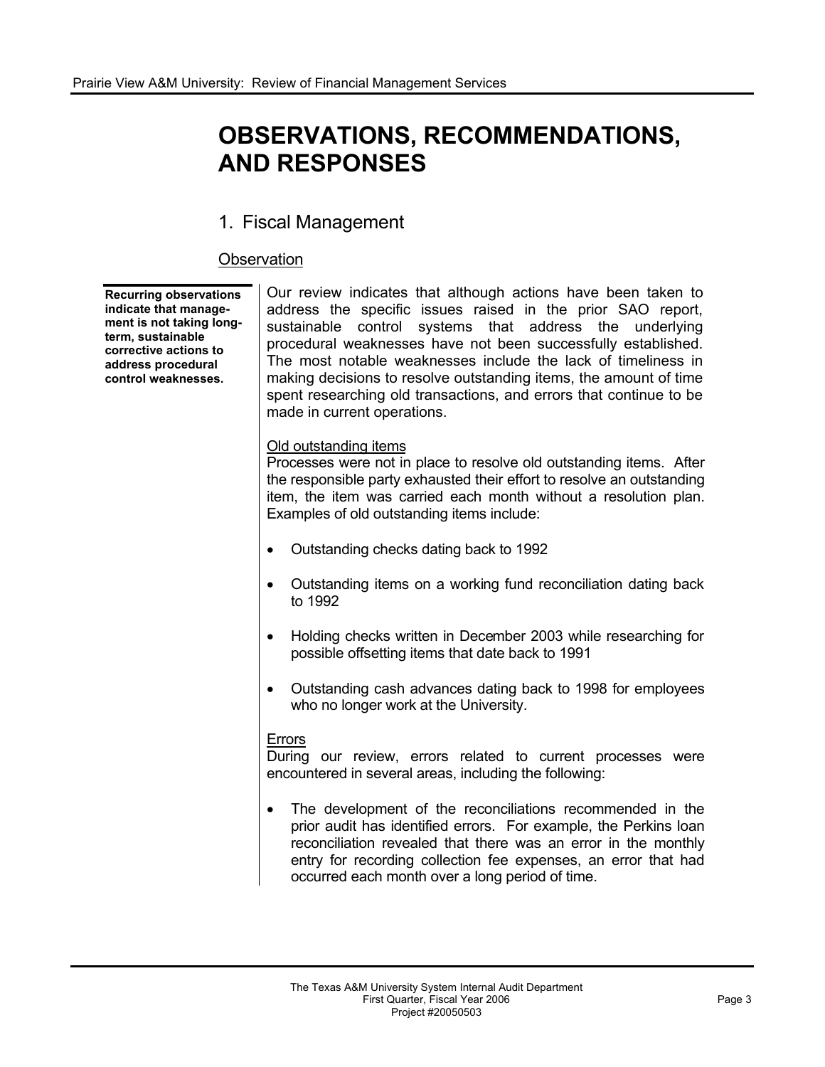# OBSERVATIONS, RECOMMENDATIONS, AND RESPONSES

## 1. Fiscal Management

### Observation

**Recurring observations indicate that management is not taking long-term, sustainable corrective actions to address procedural control weaknesses.**

Our review indicates that although actions have been taken to address the specific issues raised in the prior SAO report, sustainable control systems that address the underlying procedural weaknesses have not been successfully established. The most notable weaknesses include the lack of timeliness in making decisions to resolve outstanding items, the amount of time spent researching old transactions, and errors that continue to be made in current operations.

Old outstanding items

Processes were not in place to resolve old outstanding items. After the responsible party exhausted their effort to resolve an outstanding item, the item was carried each month without a resolution plan. Examples of old outstanding items include:

- Outstanding checks dating back to 1992
- Outstanding items on a working fund reconciliation dating back to 1992
- Holding checks written in December 2003 while researching for possible offsetting items that date back to 1991
- Outstanding cash advances dating back to 1998 for employees who no longer work at the University.

Errors

During our review, errors related to current processes were encountered in several areas, including the following:

- The development of the reconciliations recommended in the prior audit has identified errors. For example, the Perkins loan reconciliation revealed that there was an error in the monthly entry for recording collection fee expenses, an error that had occurred each month over a long period of time.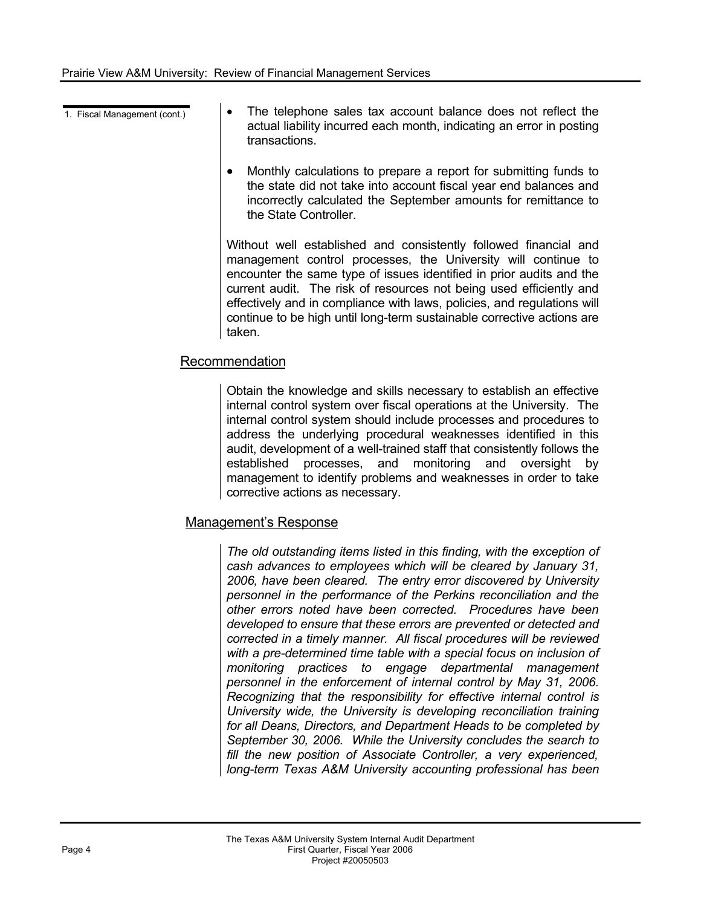1. Fiscal Management (cont.)

- The telephone sales tax account balance does not reflect the actual liability incurred each month, indicating an error in posting transactions.
- Monthly calculations to prepare a report for submitting funds to the state did not take into account fiscal year end balances and incorrectly calculated the September amounts for remittance to the State Controller.

Without well established and consistently followed financial and management control processes, the University will continue to encounter the same type of issues identified in prior audits and the current audit. The risk of resources not being used efficiently and effectively and in compliance with laws, policies, and regulations will continue to be high until long-term sustainable corrective actions are taken.

## Recommendation

Obtain the knowledge and skills necessary to establish an effective internal control system over fiscal operations at the University. The internal control system should include processes and procedures to address the underlying procedural weaknesses identified in this audit, development of a well-trained staff that consistently follows the established processes, and monitoring and oversight by management to identify problems and weaknesses in order to take corrective actions as necessary.

## Management's Response

*The old outstanding items listed in this finding, with the exception of cash advances to employees which will be cleared by January 31, 2006, have been cleared. The entry error discovered by University personnel in the performance of the Perkins reconciliation and the other errors noted have been corrected. Procedures have been developed to ensure that these errors are prevented or detected and corrected in a timely manner. All fiscal procedures will be reviewed with a pre-determined time table with a special focus on inclusion of monitoring practices to engage departmental management personnel in the enforcement of internal control by May 31, 2006. Recognizing that the responsibility for effective internal control is University wide, the University is developing reconciliation training for all Deans, Directors, and Department Heads to be completed by September 30, 2006. While the University concludes the search to fill the new position of Associate Controller, a very experienced, long-term Texas A&M University accounting professional has been*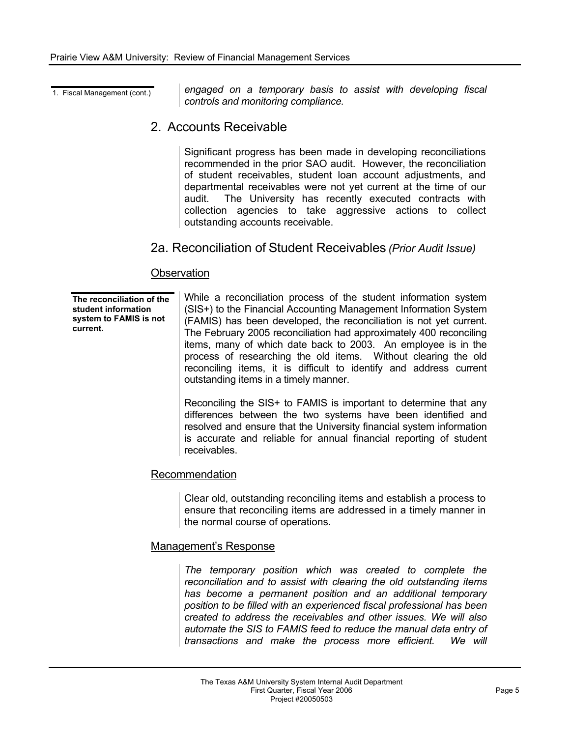1. Fiscal Management (cont.)

*engaged on a temporary basis to assist with developing fiscal controls and monitoring compliance.*

## 2. Accounts Receivable

Significant progress has been made in developing reconciliations recommended in the prior SAO audit. However, the reconciliation of student receivables, student loan account adjustments, and departmental receivables were not yet current at the time of our audit. The University has recently executed contracts with collection agencies to take aggressive actions to collect outstanding accounts receivable.

### 2a. Reconciliation of Student Receivables *(Prior Audit Issue)*

#### Observation

**The reconciliation of the student information system to FAMIS is not current.**

While a reconciliation process of the student information system (SIS+) to the Financial Accounting Management Information System (FAMIS) has been developed, the reconciliation is not yet current. The February 2005 reconciliation had approximately 400 reconciling items, many of which date back to 2003. An employee is in the process of researching the old items. Without clearing the old reconciling items, it is difficult to identify and address current outstanding items in a timely manner.

Reconciling the SIS+ to FAMIS is important to determine that any differences between the two systems have been identified and resolved and ensure that the University financial system information is accurate and reliable for annual financial reporting of student receivables.

#### Recommendation

Clear old, outstanding reconciling items and establish a process to ensure that reconciling items are addressed in a timely manner in the normal course of operations.

#### Management's Response

*The temporary position which was created to complete the reconciliation and to assist with clearing the old outstanding items has become a permanent position and an additional temporary position to be filled with an experienced fiscal professional has been created to address the receivables and other issues. We will also automate the SIS to FAMIS feed to reduce the manual data entry of transactions and make the process more efficient. We will*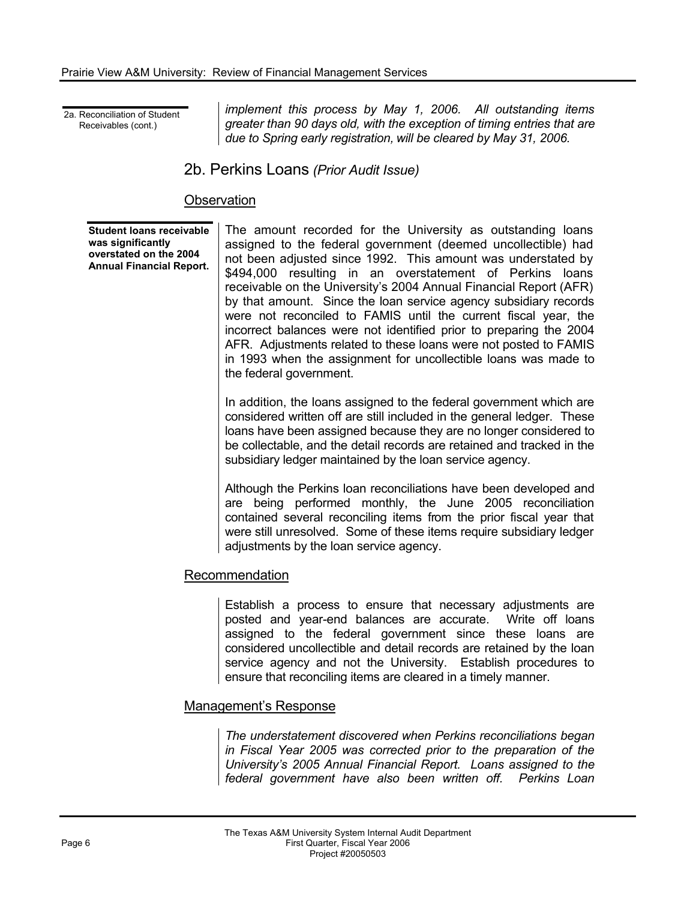2a. Reconciliation of Student Receivables (cont.)

*implement this process by May 1, 2006. All outstanding items greater than 90 days old, with the exception of timing entries that are due to Spring early registration, will be cleared by May 31, 2006.*

## 2b. Perkins Loans *(Prior Audit Issue)*

### Observation

**Student loans receivable was significantly overstated on the 2004 Annual Financial Report.**

The amount recorded for the University as outstanding loans assigned to the federal government (deemed uncollectible) had not been adjusted since 1992. This amount was understated by \$494,000 resulting in an overstatement of Perkins loans receivable on the University's 2004 Annual Financial Report (AFR) by that amount. Since the loan service agency subsidiary records were not reconciled to FAMIS until the current fiscal year, the incorrect balances were not identified prior to preparing the 2004 AFR. Adjustments related to these loans were not posted to FAMIS in 1993 when the assignment for uncollectible loans was made to the federal government.

In addition, the loans assigned to the federal government which are considered written off are still included in the general ledger. These loans have been assigned because they are no longer considered to be collectable, and the detail records are retained and tracked in the subsidiary ledger maintained by the loan service agency.

Although the Perkins loan reconciliations have been developed and are being performed monthly, the June 2005 reconciliation contained several reconciling items from the prior fiscal year that were still unresolved. Some of these items require subsidiary ledger adjustments by the loan service agency.

### Recommendation

Establish a process to ensure that necessary adjustments are posted and year-end balances are accurate. Write off loans assigned to the federal government since these loans are considered uncollectible and detail records are retained by the loan service agency and not the University. Establish procedures to ensure that reconciling items are cleared in a timely manner.

### Management's Response

*The understatement discovered when Perkins reconciliations began in Fiscal Year 2005 was corrected prior to the preparation of the University's 2005 Annual Financial Report. Loans assigned to the federal government have also been written off. Perkins Loan*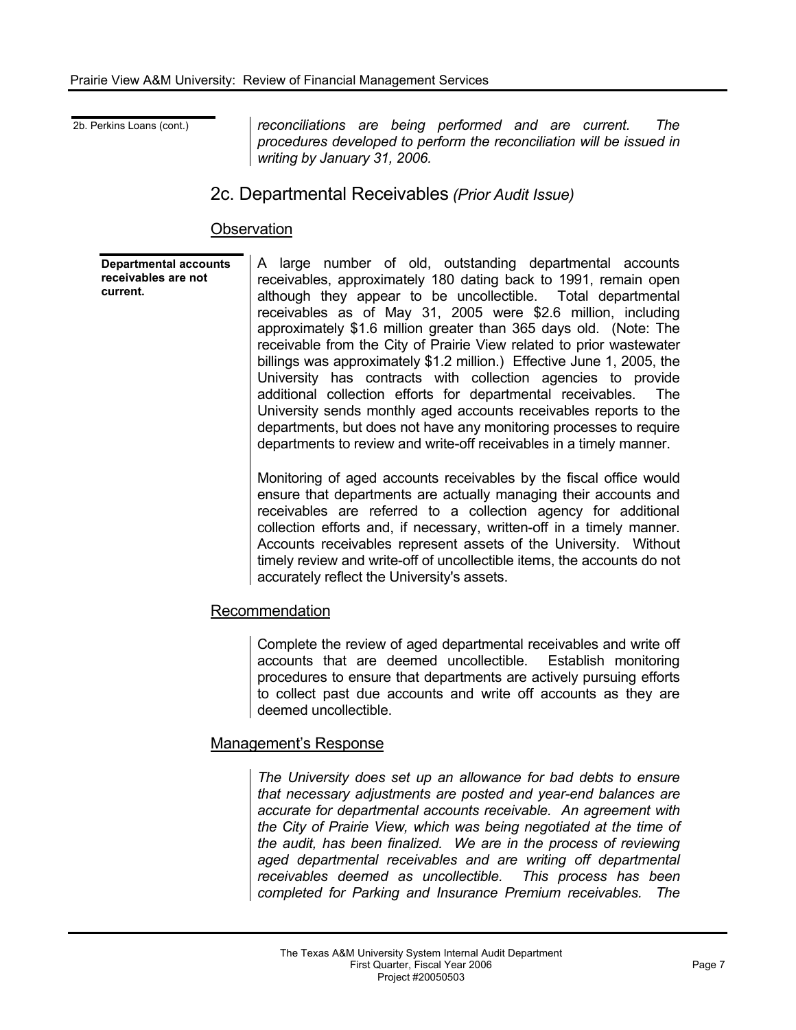2b. Perkins Loans (cont.)

*reconciliations are being performed and are current. The procedures developed to perform the reconciliation will be issued in writing by January 31, 2006.*

## 2c. Departmental Receivables *(Prior Audit Issue)*

### Observation

**Departmental accounts receivables are not current.**

A large number of old, outstanding departmental accounts receivables, approximately 180 dating back to 1991, remain open although they appear to be uncollectible. Total departmental receivables as of May 31, 2005 were $2.6 million, including approximately $1.6 million greater than 365 days old. (Note: The receivable from the City of Prairie View related to prior wastewater billings was approximately $1.2 million.) Effective June 1, 2005, the University has contracts with collection agencies to provide additional collection efforts for departmental receivables. The University sends monthly aged accounts receivables reports to the departments, but does not have any monitoring processes to require departments to review and write-off receivables in a timely manner.

Monitoring of aged accounts receivables by the fiscal office would ensure that departments are actually managing their accounts and receivables are referred to a collection agency for additional collection efforts and, if necessary, written-off in a timely manner. Accounts receivables represent assets of the University. Without timely review and write-off of uncollectible items, the accounts do not accurately reflect the University's assets.

### Recommendation

Complete the review of aged departmental receivables and write off accounts that are deemed uncollectible. Establish monitoring procedures to ensure that departments are actively pursuing efforts to collect past due accounts and write off accounts as they are deemed uncollectible.

### Management's Response

*The University does set up an allowance for bad debts to ensure that necessary adjustments are posted and year-end balances are accurate for departmental accounts receivable. An agreement with the City of Prairie View, which was being negotiated at the time of the audit, has been finalized. We are in the process of reviewing aged departmental receivables and are writing off departmental receivables deemed as uncollectible. This process has been completed for Parking and Insurance Premium receivables. The*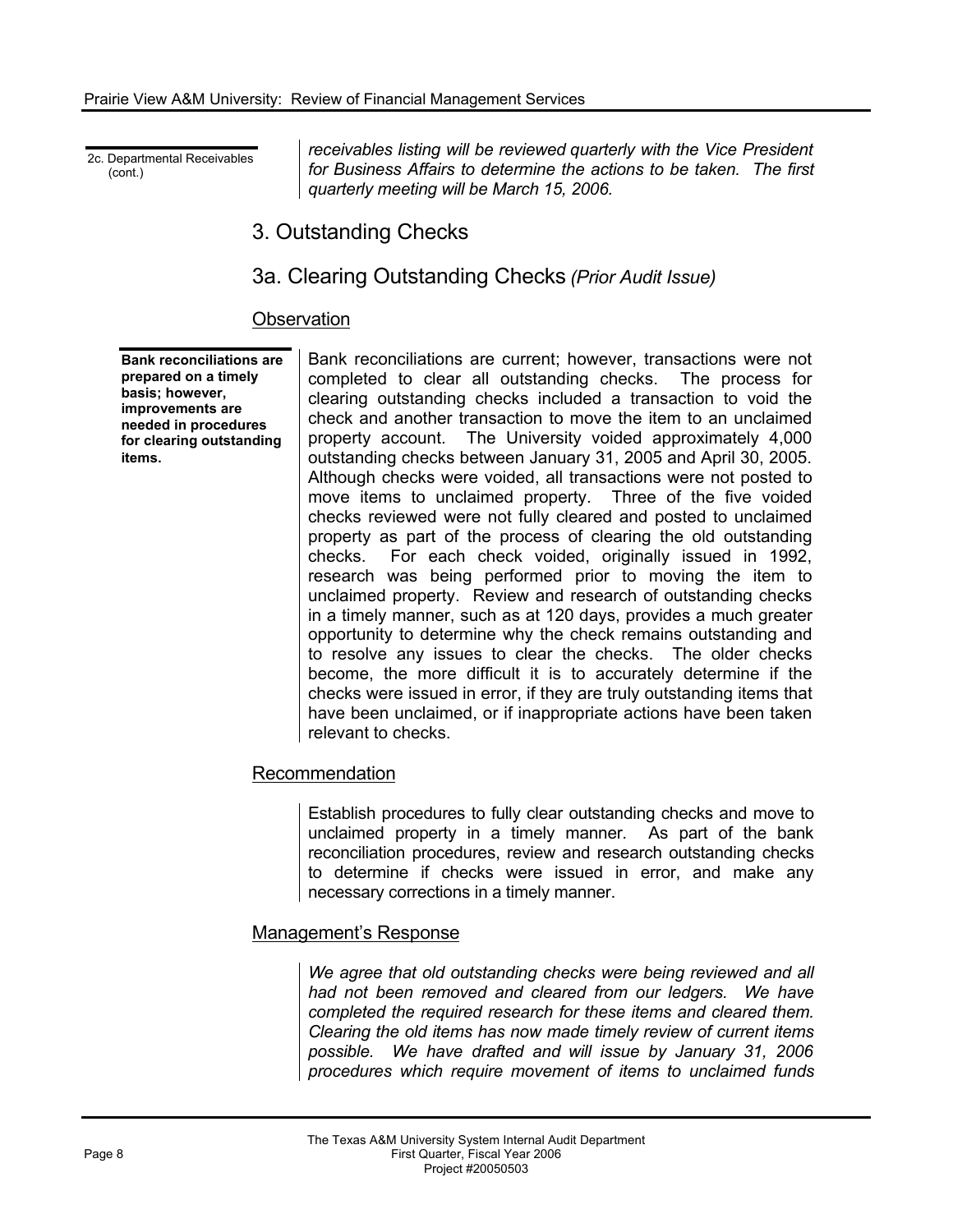2c. Departmental Receivables (cont.)

*receivables listing will be reviewed quarterly with the Vice President for Business Affairs to determine the actions to be taken. The first quarterly meeting will be March 15, 2006.*

## 3. Outstanding Checks

## 3a. Clearing Outstanding Checks *(Prior Audit Issue)*

### Observation

**Bank reconciliations are prepared on a timely basis; however, improvements are needed in procedures for clearing outstanding items.**

Bank reconciliations are current; however, transactions were not completed to clear all outstanding checks. The process for clearing outstanding checks included a transaction to void the check and another transaction to move the item to an unclaimed property account. The University voided approximately 4,000 outstanding checks between January 31, 2005 and April 30, 2005. Although checks were voided, all transactions were not posted to move items to unclaimed property. Three of the five voided checks reviewed were not fully cleared and posted to unclaimed property as part of the process of clearing the old outstanding checks. For each check voided, originally issued in 1992, research was being performed prior to moving the item to unclaimed property. Review and research of outstanding checks in a timely manner, such as at 120 days, provides a much greater opportunity to determine why the check remains outstanding and to resolve any issues to clear the checks. The older checks become, the more difficult it is to accurately determine if the checks were issued in error, if they are truly outstanding items that have been unclaimed, or if inappropriate actions have been taken relevant to checks.

### Recommendation

Establish procedures to fully clear outstanding checks and move to unclaimed property in a timely manner. As part of the bank reconciliation procedures, review and research outstanding checks to determine if checks were issued in error, and make any necessary corrections in a timely manner.

### Management's Response

*We agree that old outstanding checks were being reviewed and all had not been removed and cleared from our ledgers. We have completed the required research for these items and cleared them. Clearing the old items has now made timely review of current items possible. We have drafted and will issue by January 31, 2006 procedures which require movement of items to unclaimed funds*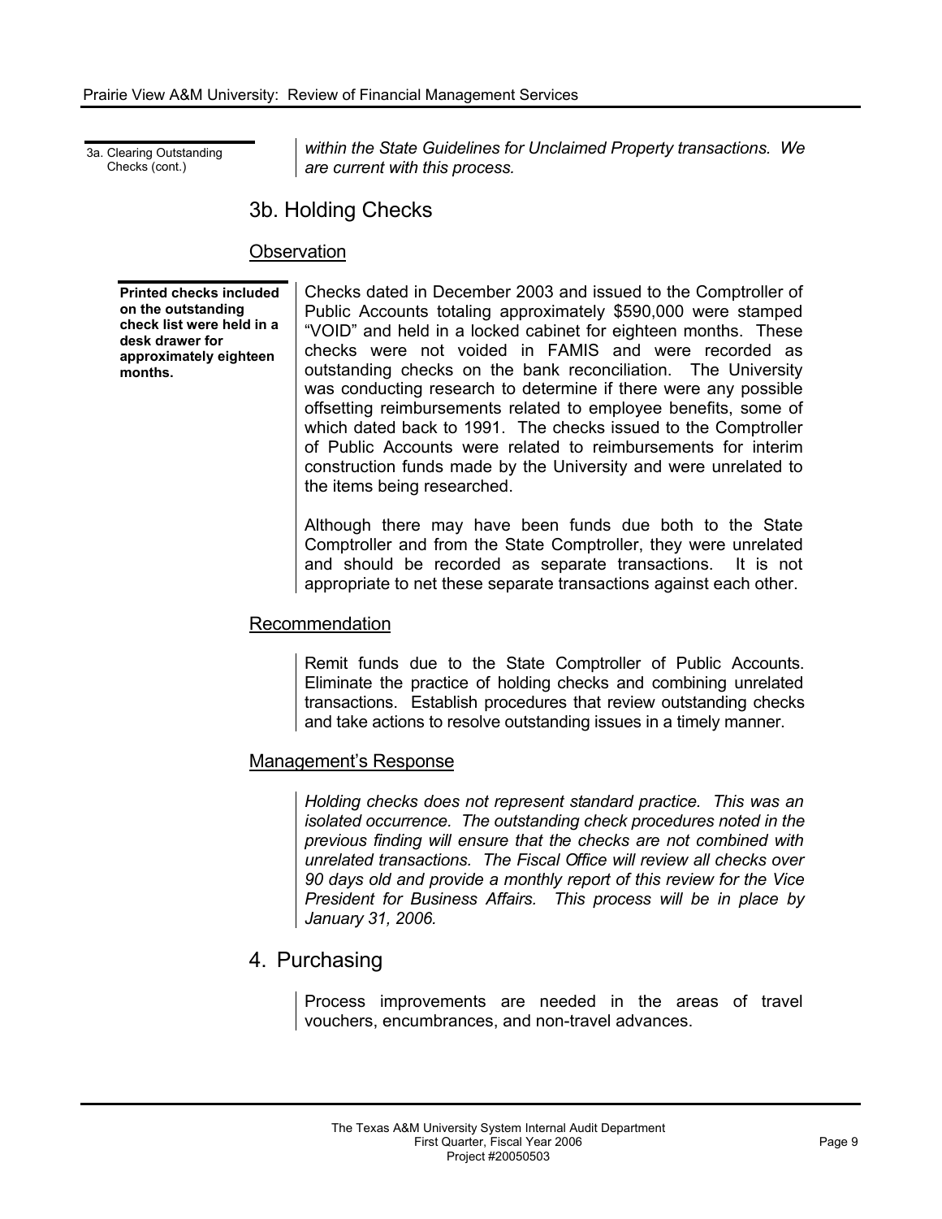3a. Clearing Outstanding Checks (cont.)

*within the State Guidelines for Unclaimed Property transactions. We are current with this process.*

## 3b. Holding Checks

### Observation

**Printed checks included on the outstanding check list were held in a desk drawer for approximately eighteen months.**

Checks dated in December 2003 and issued to the Comptroller of Public Accounts totaling approximately $590,000 were stamped "VOID" and held in a locked cabinet for eighteen months. These checks were not voided in FAMIS and were recorded as outstanding checks on the bank reconciliation. The University was conducting research to determine if there were any possible offsetting reimbursements related to employee benefits, some of which dated back to 1991. The checks issued to the Comptroller of Public Accounts were related to reimbursements for interim construction funds made by the University and were unrelated to the items being researched.

Although there may have been funds due both to the State Comptroller and from the State Comptroller, they were unrelated and should be recorded as separate transactions. It is not appropriate to net these separate transactions against each other.

### Recommendation

Remit funds due to the State Comptroller of Public Accounts. Eliminate the practice of holding checks and combining unrelated transactions. Establish procedures that review outstanding checks and take actions to resolve outstanding issues in a timely manner.

### Management's Response

*Holding checks does not represent standard practice. This was an isolated occurrence. The outstanding check procedures noted in the previous finding will ensure that the checks are not combined with unrelated transactions. The Fiscal Office will review all checks over 90 days old and provide a monthly report of this review for the Vice President for Business Affairs. This process will be in place by January 31, 2006.*

## 4. Purchasing

Process improvements are needed in the areas of travel vouchers, encumbrances, and non-travel advances.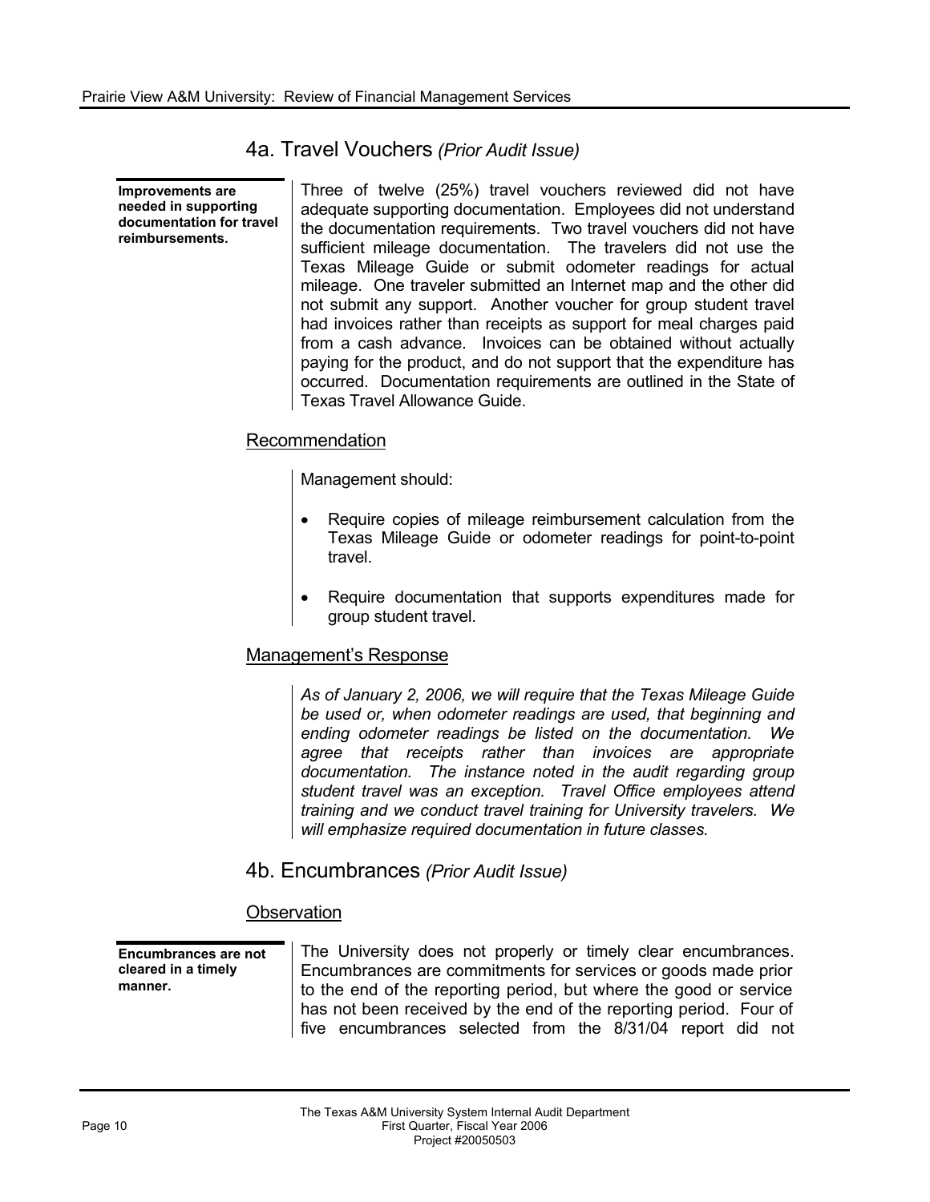## 4a. Travel Vouchers *(Prior Audit Issue)*

**Improvements are needed in supporting documentation for travel reimbursements.**

Three of twelve (25%) travel vouchers reviewed did not have adequate supporting documentation. Employees did not understand the documentation requirements. Two travel vouchers did not have sufficient mileage documentation. The travelers did not use the Texas Mileage Guide or submit odometer readings for actual mileage. One traveler submitted an Internet map and the other did not submit any support. Another voucher for group student travel had invoices rather than receipts as support for meal charges paid from a cash advance. Invoices can be obtained without actually paying for the product, and do not support that the expenditure has occurred. Documentation requirements are outlined in the State of Texas Travel Allowance Guide.

### Recommendation

Management should:

- Require copies of mileage reimbursement calculation from the Texas Mileage Guide or odometer readings for point-to-point travel.
- Require documentation that supports expenditures made for group student travel.

### Management's Response

*As of January 2, 2006, we will require that the Texas Mileage Guide be used or, when odometer readings are used, that beginning and ending odometer readings be listed on the documentation. We agree that receipts rather than invoices are appropriate documentation. The instance noted in the audit regarding group student travel was an exception. Travel Office employees attend training and we conduct travel training for University travelers. We will emphasize required documentation in future classes.*

## 4b. Encumbrances *(Prior Audit Issue)*

### Observation

**Encumbrances are not cleared in a timely manner.**

The University does not properly or timely clear encumbrances. Encumbrances are commitments for services or goods made prior to the end of the reporting period, but where the good or service has not been received by the end of the reporting period. Four of five encumbrances selected from the 8/31/04 report did not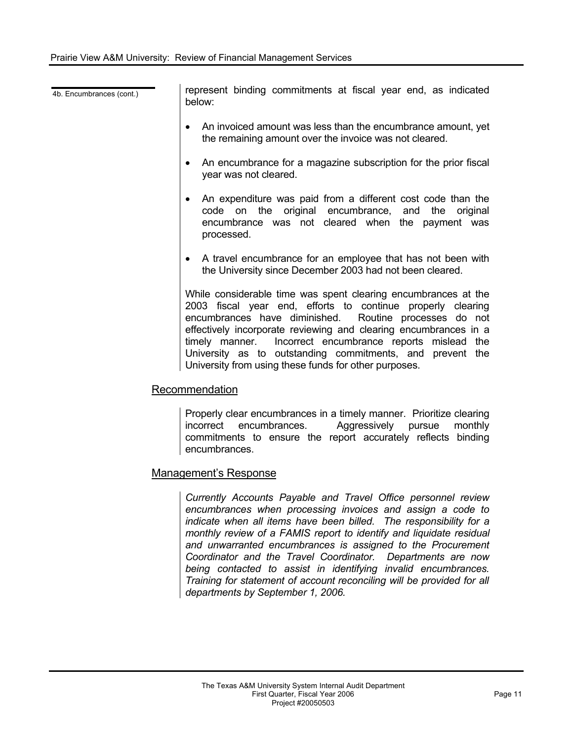4b. Encumbrances (cont.)

represent binding commitments at fiscal year end, as indicated below:

- An invoiced amount was less than the encumbrance amount, yet the remaining amount over the invoice was not cleared.
- An encumbrance for a magazine subscription for the prior fiscal year was not cleared.
- An expenditure was paid from a different cost code than the code on the original encumbrance, and the original encumbrance was not cleared when the payment was processed.
- A travel encumbrance for an employee that has not been with the University since December 2003 had not been cleared.

While considerable time was spent clearing encumbrances at the 2003 fiscal year end, efforts to continue properly clearing encumbrances have diminished. Routine processes do not effectively incorporate reviewing and clearing encumbrances in a timely manner. Incorrect encumbrance reports mislead the University as to outstanding commitments, and prevent the University from using these funds for other purposes.

## Recommendation

Properly clear encumbrances in a timely manner. Prioritize clearing incorrect encumbrances. Aggressively pursue monthly commitments to ensure the report accurately reflects binding encumbrances.

## Management's Response

*Currently Accounts Payable and Travel Office personnel review encumbrances when processing invoices and assign a code to indicate when all items have been billed. The responsibility for a monthly review of a FAMIS report to identify and liquidate residual and unwarranted encumbrances is assigned to the Procurement Coordinator and the Travel Coordinator. Departments are now being contacted to assist in identifying invalid encumbrances. Training for statement of account reconciling will be provided for all departments by September 1, 2006.*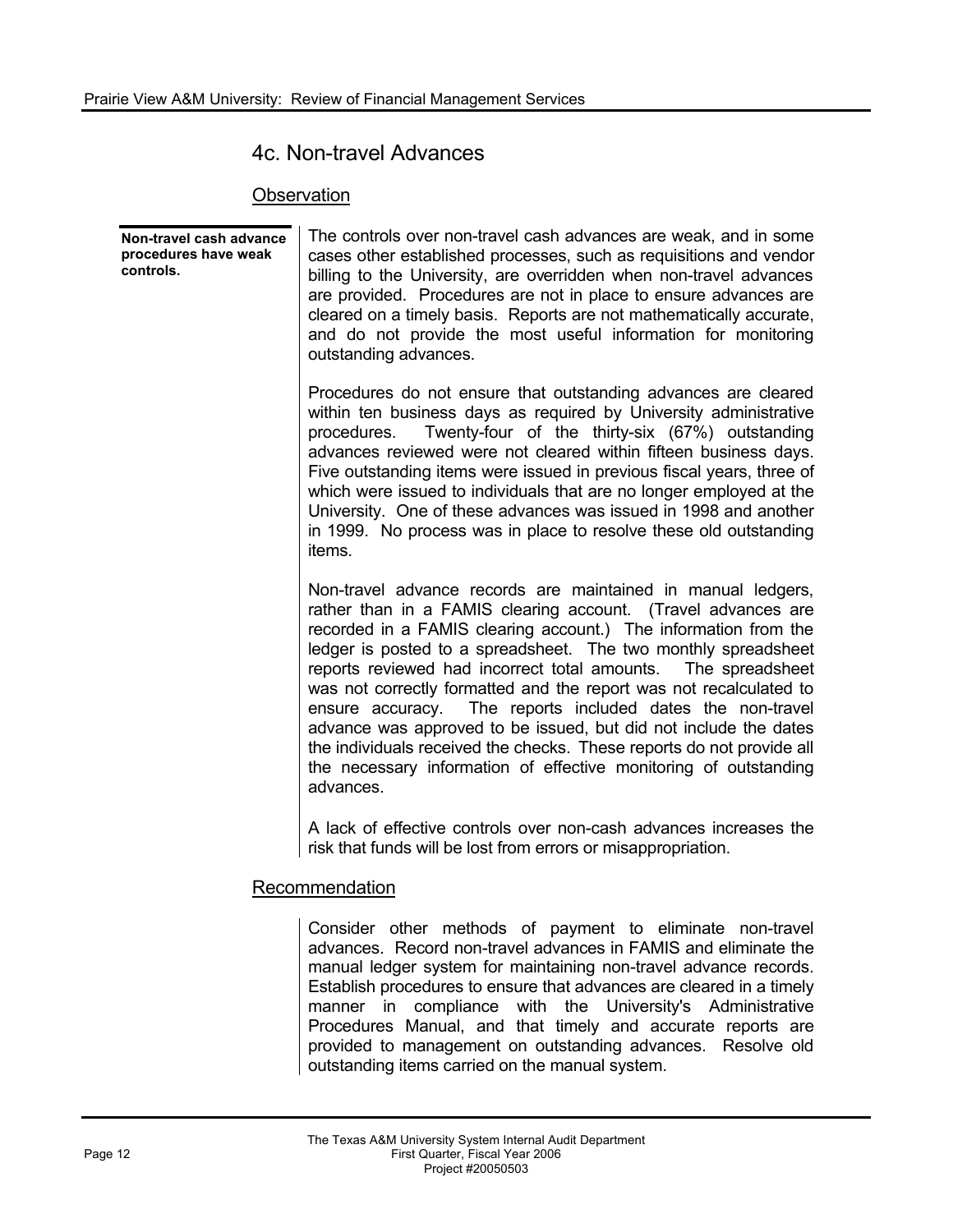## 4c. Non-travel Advances

### Observation

**Non-travel cash advance procedures have weak controls.**

The controls over non-travel cash advances are weak, and in some cases other established processes, such as requisitions and vendor billing to the University, are overridden when non-travel advances are provided. Procedures are not in place to ensure advances are cleared on a timely basis. Reports are not mathematically accurate, and do not provide the most useful information for monitoring outstanding advances.

Procedures do not ensure that outstanding advances are cleared within ten business days as required by University administrative procedures. Twenty-four of the thirty-six (67%) outstanding advances reviewed were not cleared within fifteen business days. Five outstanding items were issued in previous fiscal years, three of which were issued to individuals that are no longer employed at the University. One of these advances was issued in 1998 and another in 1999. No process was in place to resolve these old outstanding items.

Non-travel advance records are maintained in manual ledgers, rather than in a FAMIS clearing account. (Travel advances are recorded in a FAMIS clearing account.) The information from the ledger is posted to a spreadsheet. The two monthly spreadsheet reports reviewed had incorrect total amounts. The spreadsheet was not correctly formatted and the report was not recalculated to ensure accuracy. The reports included dates the non-travel advance was approved to be issued, but did not include the dates the individuals received the checks. These reports do not provide all the necessary information of effective monitoring of outstanding advances.

A lack of effective controls over non-cash advances increases the risk that funds will be lost from errors or misappropriation.

### Recommendation

Consider other methods of payment to eliminate non-travel advances. Record non-travel advances in FAMIS and eliminate the manual ledger system for maintaining non-travel advance records. Establish procedures to ensure that advances are cleared in a timely manner in compliance with the University's Administrative Procedures Manual, and that timely and accurate reports are provided to management on outstanding advances. Resolve old outstanding items carried on the manual system.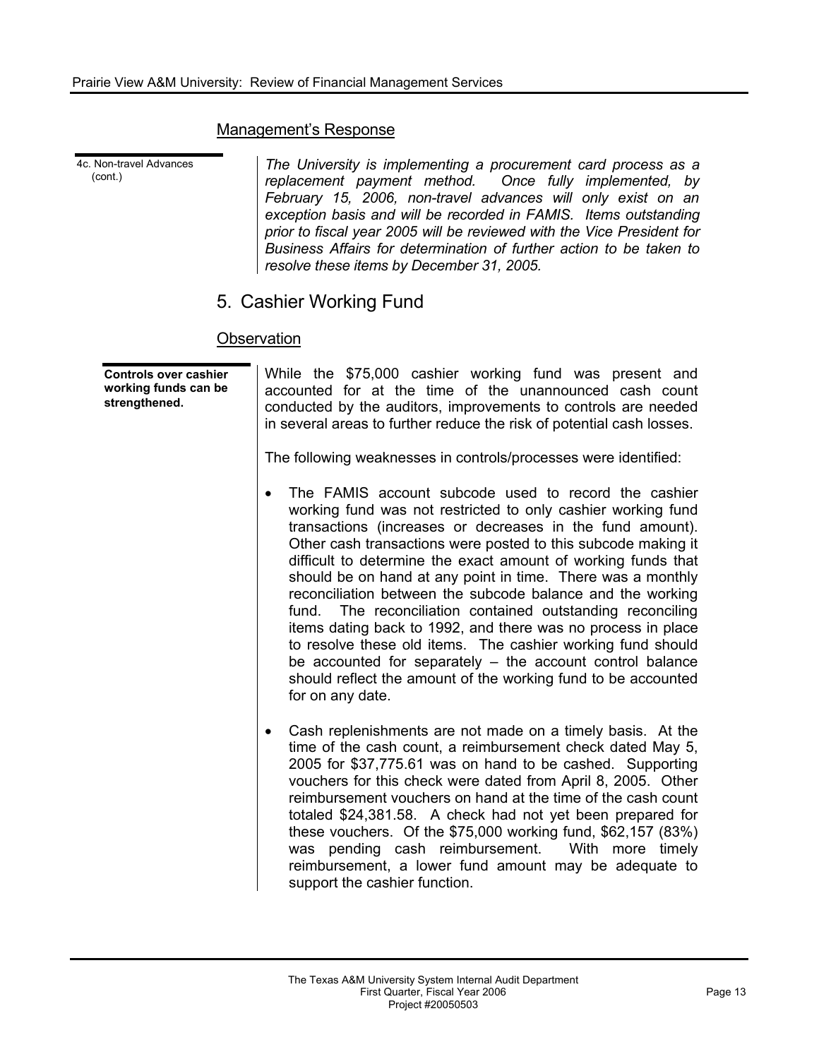### Management's Response

4c. Non-travel Advances (cont.)

*The University is implementing a procurement card process as a replacement payment method. Once fully implemented, by February 15, 2006, non-travel advances will only exist on an exception basis and will be recorded in FAMIS. Items outstanding prior to fiscal year 2005 will be reviewed with the Vice President for Business Affairs for determination of further action to be taken to resolve these items by December 31, 2005.*

## 5. Cashier Working Fund

### Observation

**Controls over cashier working funds can be strengthened.**

While the $75,000 cashier working fund was present and accounted for at the time of the unannounced cash count conducted by the auditors, improvements to controls are needed in several areas to further reduce the risk of potential cash losses.

The following weaknesses in controls/processes were identified:

- The FAMIS account subcode used to record the cashier working fund was not restricted to only cashier working fund transactions (increases or decreases in the fund amount). Other cash transactions were posted to this subcode making it difficult to determine the exact amount of working funds that should be on hand at any point in time. There was a monthly reconciliation between the subcode balance and the working fund. The reconciliation contained outstanding reconciling items dating back to 1992, and there was no process in place to resolve these old items. The cashier working fund should be accounted for separately – the account control balance should reflect the amount of the working fund to be accounted for on any date.

- Cash replenishments are not made on a timely basis. At the time of the cash count, a reimbursement check dated May 5, 2005 for $37,775.61 was on hand to be cashed. Supporting vouchers for this check were dated from April 8, 2005. Other reimbursement vouchers on hand at the time of the cash count totaled $24,381.58. A check had not yet been prepared for these vouchers. Of the $75,000 working fund, $62,157 (83%) was pending cash reimbursement. With more timely reimbursement, a lower fund amount may be adequate to support the cashier function.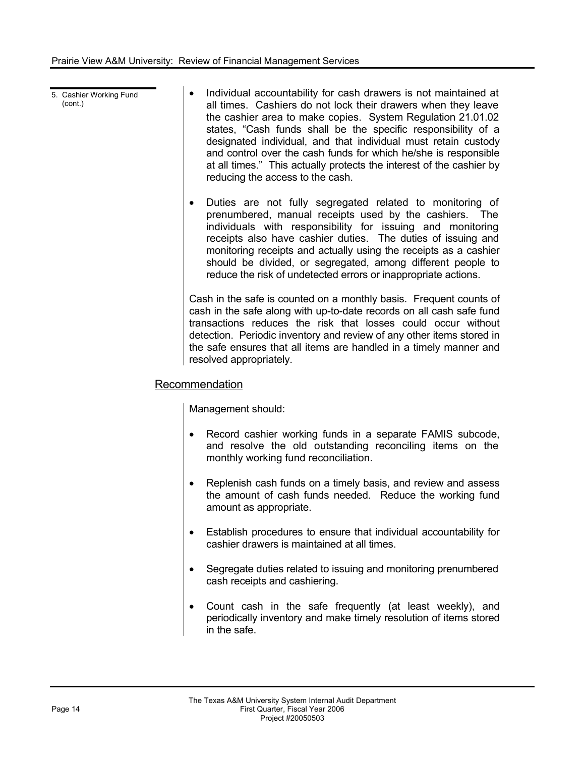5. Cashier Working Fund (cont.)

- Individual accountability for cash drawers is not maintained at all times. Cashiers do not lock their drawers when they leave the cashier area to make copies. System Regulation 21.01.02 states, "Cash funds shall be the specific responsibility of a designated individual, and that individual must retain custody and control over the cash funds for which he/she is responsible at all times." This actually protects the interest of the cashier by reducing the access to the cash.

- Duties are not fully segregated related to monitoring of prenumbered, manual receipts used by the cashiers. The individuals with responsibility for issuing and monitoring receipts also have cashier duties. The duties of issuing and monitoring receipts and actually using the receipts as a cashier should be divided, or segregated, among different people to reduce the risk of undetected errors or inappropriate actions.

Cash in the safe is counted on a monthly basis. Frequent counts of cash in the safe along with up-to-date records on all cash safe fund transactions reduces the risk that losses could occur without detection. Periodic inventory and review of any other items stored in the safe ensures that all items are handled in a timely manner and resolved appropriately.

## Recommendation

Management should:

- Record cashier working funds in a separate FAMIS subcode, and resolve the old outstanding reconciling items on the monthly working fund reconciliation.

- Replenish cash funds on a timely basis, and review and assess the amount of cash funds needed. Reduce the working fund amount as appropriate.

- Establish procedures to ensure that individual accountability for cashier drawers is maintained at all times.

- Segregate duties related to issuing and monitoring prenumbered cash receipts and cashiering.

- Count cash in the safe frequently (at least weekly), and periodically inventory and make timely resolution of items stored in the safe.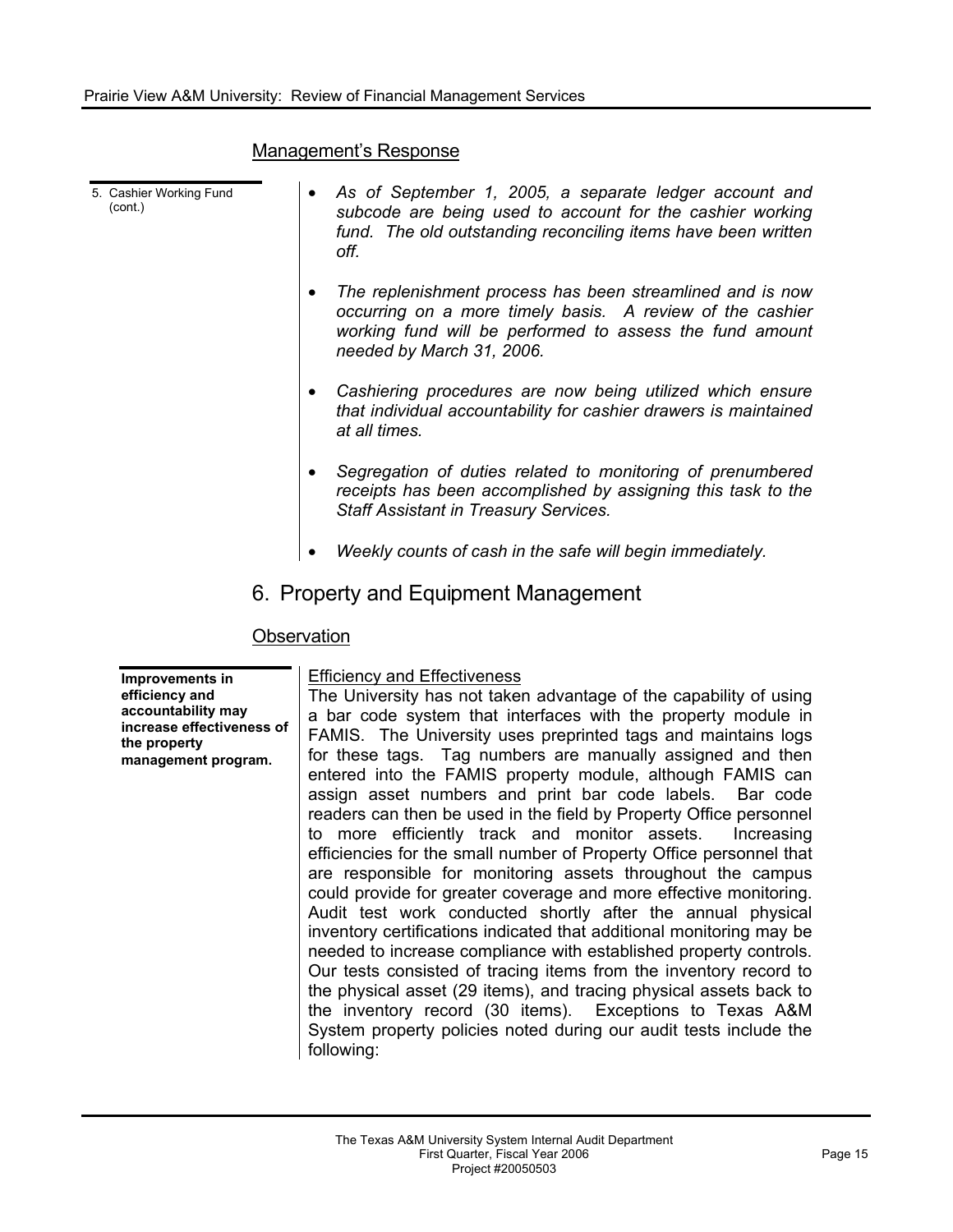## Management's Response

5. Cashier Working Fund (cont.)

- *As of September 1, 2005, a separate ledger account and subcode are being used to account for the cashier working fund. The old outstanding reconciling items have been written off.*
- *The replenishment process has been streamlined and is now occurring on a more timely basis. A review of the cashier working fund will be performed to assess the fund amount needed by March 31, 2006.*
- *Cashiering procedures are now being utilized which ensure that individual accountability for cashier drawers is maintained at all times.*
- *Segregation of duties related to monitoring of prenumbered receipts has been accomplished by assigning this task to the Staff Assistant in Treasury Services.*
- *Weekly counts of cash in the safe will begin immediately.*

# 6. Property and Equipment Management

## Observation

**Improvements in efficiency and accountability may increase effectiveness of the property management program.**

Efficiency and Effectiveness

The University has not taken advantage of the capability of using a bar code system that interfaces with the property module in FAMIS. The University uses preprinted tags and maintains logs for these tags. Tag numbers are manually assigned and then entered into the FAMIS property module, although FAMIS can assign asset numbers and print bar code labels. Bar code readers can then be used in the field by Property Office personnel to more efficiently track and monitor assets. Increasing efficiencies for the small number of Property Office personnel that are responsible for monitoring assets throughout the campus could provide for greater coverage and more effective monitoring. Audit test work conducted shortly after the annual physical inventory certifications indicated that additional monitoring may be needed to increase compliance with established property controls. Our tests consisted of tracing items from the inventory record to the physical asset (29 items), and tracing physical assets back to the inventory record (30 items). Exceptions to Texas A&M System property policies noted during our audit tests include the following: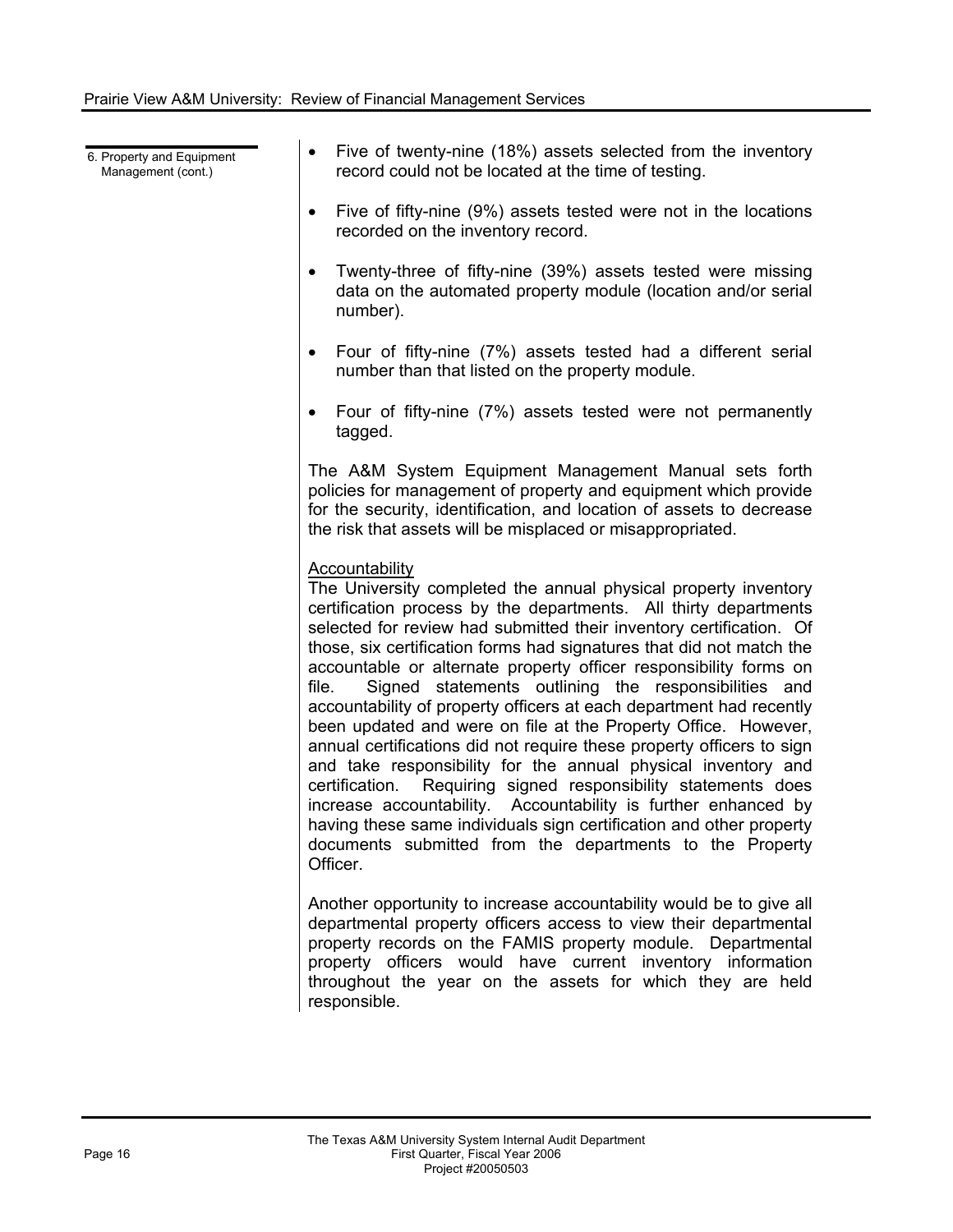6. Property and Equipment Management (cont.)

- Five of twenty-nine (18%) assets selected from the inventory record could not be located at the time of testing.
- Five of fifty-nine (9%) assets tested were not in the locations recorded on the inventory record.
- Twenty-three of fifty-nine (39%) assets tested were missing data on the automated property module (location and/or serial number).
- Four of fifty-nine (7%) assets tested had a different serial number than that listed on the property module.
- Four of fifty-nine (7%) assets tested were not permanently tagged.

The A&M System Equipment Management Manual sets forth policies for management of property and equipment which provide for the security, identification, and location of assets to decrease the risk that assets will be misplaced or misappropriated.

Accountability

The University completed the annual physical property inventory certification process by the departments. All thirty departments selected for review had submitted their inventory certification. Of those, six certification forms had signatures that did not match the accountable or alternate property officer responsibility forms on file. Signed statements outlining the responsibilities and accountability of property officers at each department had recently been updated and were on file at the Property Office. However, annual certifications did not require these property officers to sign and take responsibility for the annual physical inventory and certification. Requiring signed responsibility statements does increase accountability. Accountability is further enhanced by having these same individuals sign certification and other property documents submitted from the departments to the Property Officer.

Another opportunity to increase accountability would be to give all departmental property officers access to view their departmental property records on the FAMIS property module. Departmental property officers would have current inventory information throughout the year on the assets for which they are held responsible.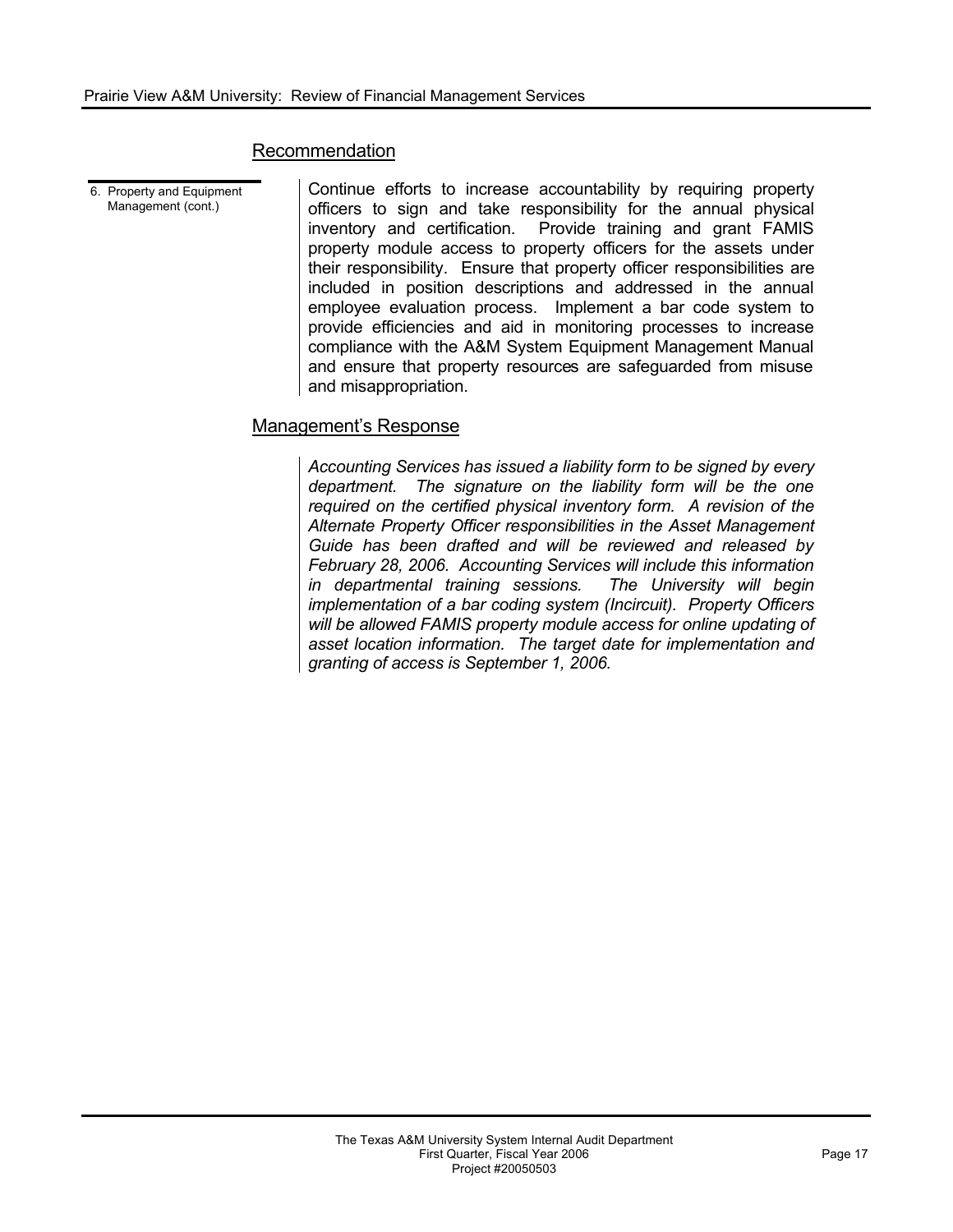## Recommendation

6. Property and Equipment Management (cont.)

Continue efforts to increase accountability by requiring property officers to sign and take responsibility for the annual physical inventory and certification. Provide training and grant FAMIS property module access to property officers for the assets under their responsibility. Ensure that property officer responsibilities are included in position descriptions and addressed in the annual employee evaluation process. Implement a bar code system to provide efficiencies and aid in monitoring processes to increase compliance with the A&M System Equipment Management Manual and ensure that property resources are safeguarded from misuse and misappropriation.

## Management's Response

*Accounting Services has issued a liability form to be signed by every department. The signature on the liability form will be the one required on the certified physical inventory form. A revision of the Alternate Property Officer responsibilities in the Asset Management Guide has been drafted and will be reviewed and released by February 28, 2006. Accounting Services will include this information in departmental training sessions. The University will begin implementation of a bar coding system (Incircuit). Property Officers will be allowed FAMIS property module access for online updating of asset location information. The target date for implementation and granting of access is September 1, 2006.*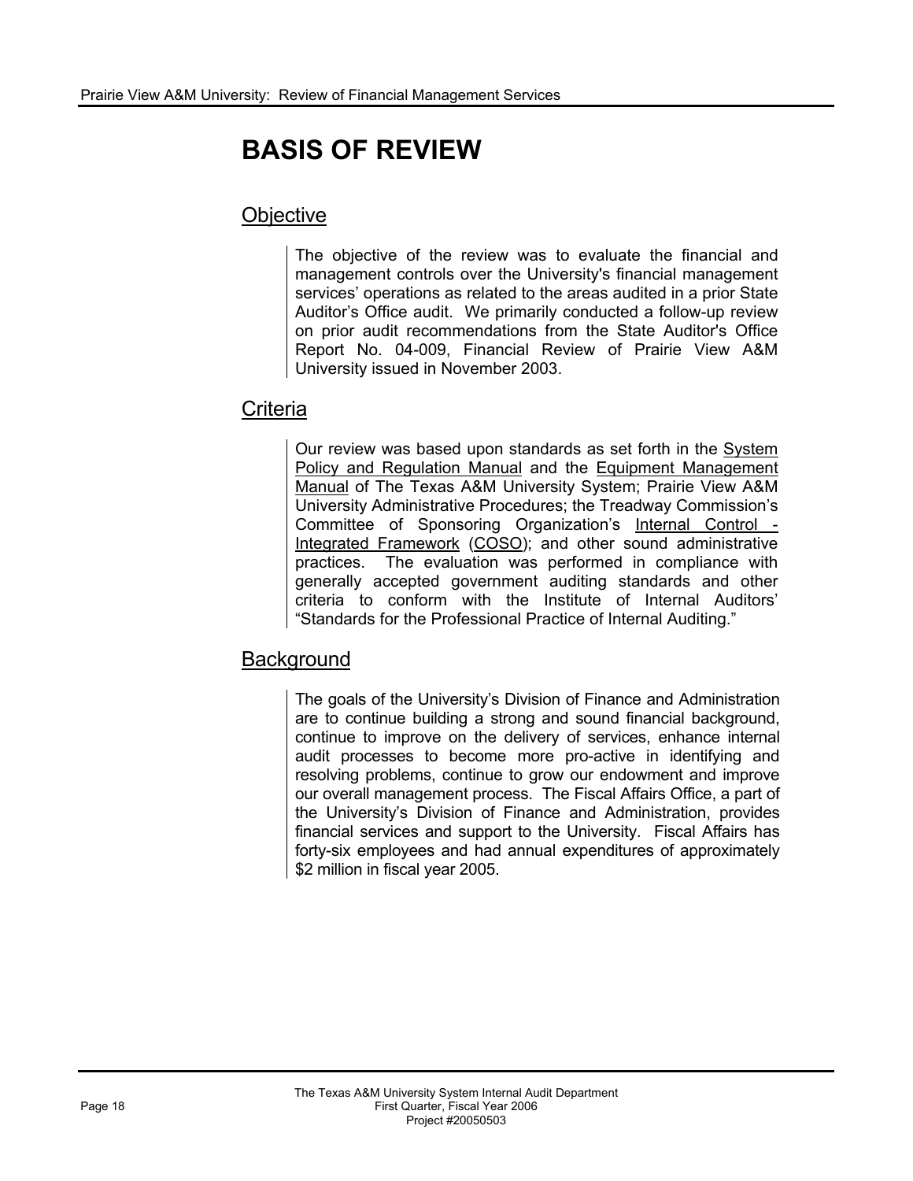# BASIS OF REVIEW

## Objective

The objective of the review was to evaluate the financial and management controls over the University's financial management services' operations as related to the areas audited in a prior State Auditor's Office audit. We primarily conducted a follow-up review on prior audit recommendations from the State Auditor's Office Report No. 04-009, Financial Review of Prairie View A&M University issued in November 2003.

## Criteria

Our review was based upon standards as set forth in the System Policy and Regulation Manual and the Equipment Management Manual of The Texas A&M University System; Prairie View A&M University Administrative Procedures; the Treadway Commission's Committee of Sponsoring Organization's Internal Control - Integrated Framework (COSO); and other sound administrative practices. The evaluation was performed in compliance with generally accepted government auditing standards and other criteria to conform with the Institute of Internal Auditors' "Standards for the Professional Practice of Internal Auditing."

## Background

The goals of the University's Division of Finance and Administration are to continue building a strong and sound financial background, continue to improve on the delivery of services, enhance internal audit processes to become more pro-active in identifying and resolving problems, continue to grow our endowment and improve our overall management process. The Fiscal Affairs Office, a part of the University's Division of Finance and Administration, provides financial services and support to the University. Fiscal Affairs has forty-six employees and had annual expenditures of approximately $2 million in fiscal year 2005.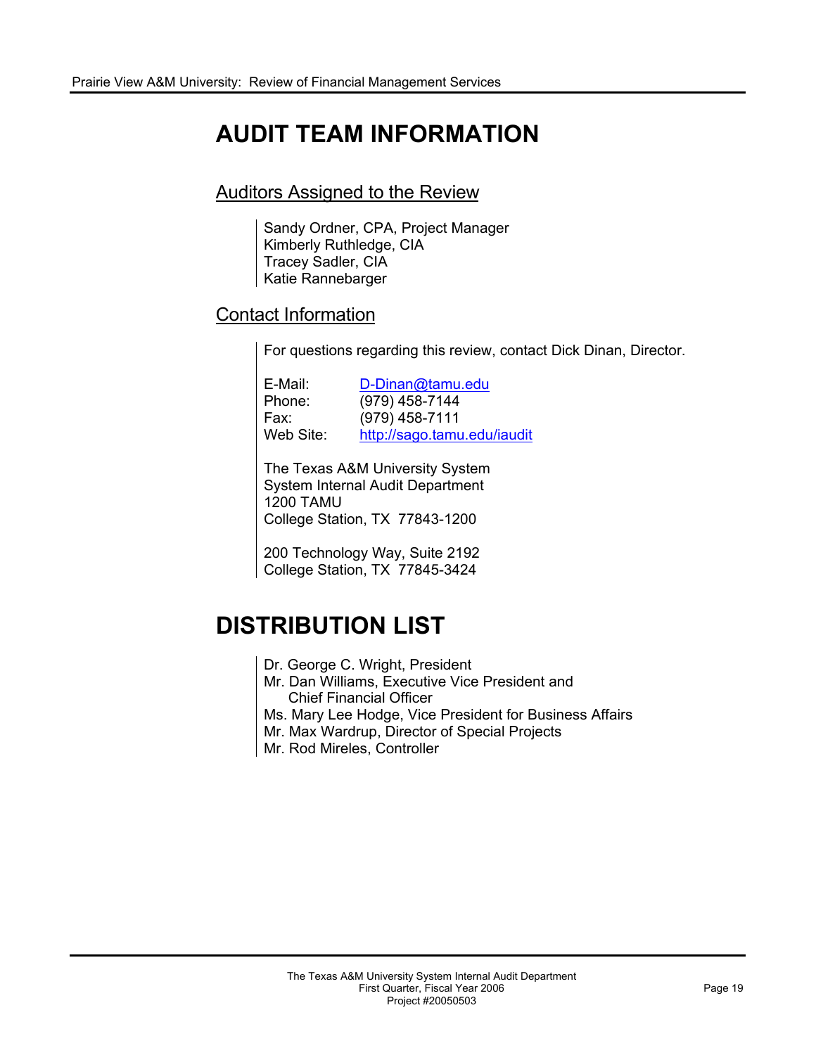# AUDIT TEAM INFORMATION

## Auditors Assigned to the Review

Sandy Ordner, CPA, Project Manager
Kimberly Ruthledge, CIA
Tracey Sadler, CIA
Katie Rannebarger

## Contact Information

For questions regarding this review, contact Dick Dinan, Director.

E-Mail: D-Dinan@tamu.edu
Phone: (979) 458-7144
Fax: (979) 458-7111
Web Site: http://sago.tamu.edu/iaudit

The Texas A&M University System
System Internal Audit Department
1200 TAMU
College Station, TX 77843-1200

200 Technology Way, Suite 2192
College Station, TX 77845-3424

# DISTRIBUTION LIST

Dr. George C. Wright, President
Mr. Dan Williams, Executive Vice President and Chief Financial Officer
Ms. Mary Lee Hodge, Vice President for Business Affairs
Mr. Max Wardrup, Director of Special Projects
Mr. Rod Mireles, Controller